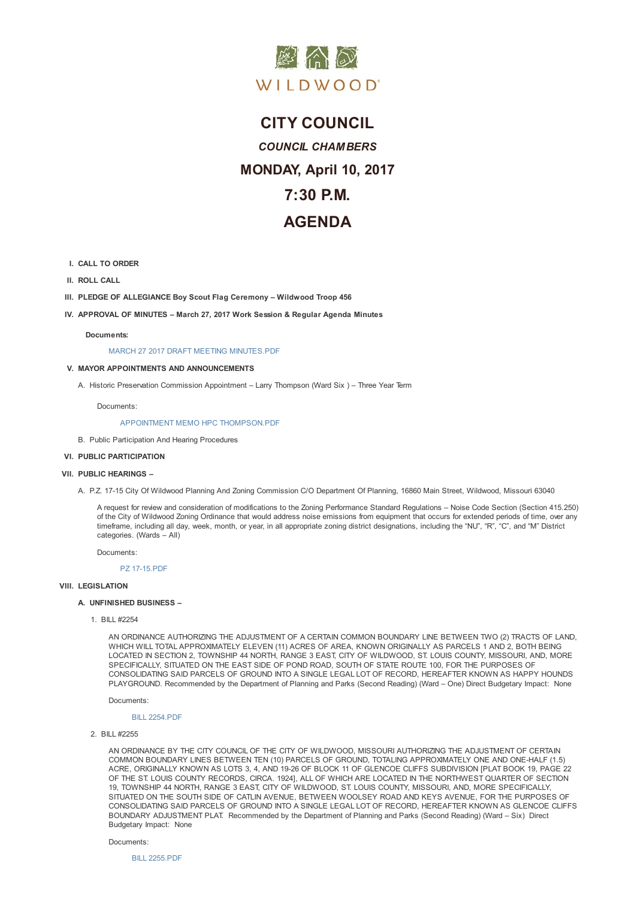WILDWOOD®

# CITY COUNCIL

## *COUNCIL CHAMBERS*

## MONDAY, April 10, 2017

## 7:30 P.M.

## AGENDA

**I. CALL TO ORDER**

**II. ROLL CALL**

**III. PLEDGE OF ALLEGIANCE Boy Scout Flag Ceremony – Wildwood Troop 456**

**IV. APPROVAL OF MINUTES – March 27, 2017 Work Session & Regular Agenda Minutes**

**Documents:**

MARCH 27 2017 DRAFT MEETING MINUTES.PDF

**V. MAYOR APPOINTMENTS AND ANNOUNCEMENTS**

A. Historic Preservation Commission Appointment – Larry Thompson (Ward Six ) – Three Year Term

Documents:

APPOINTMENT MEMO HPC THOMPSON.PDF

B. Public Participation And Hearing Procedures

**VI. PUBLIC PARTICIPATION**

**VII. PUBLIC HEARINGS –**

A. P.Z. 17-15 City Of Wildwood Planning And Zoning Commission C/O Department Of Planning, 16860 Main Street, Wildwood, Missouri 63040

A request for review and consideration of modifications to the Zoning Performance Standard Regulations – Noise Code Section (Section 415.250) of the City of Wildwood Zoning Ordinance that would address noise emissions from equipment that occurs for extended periods of time, over any timeframe, including all day, week, month, or year, in all appropriate zoning district designations, including the "NU", "R", "C", and "M" District categories. (Wards – All)

Documents:

PZ 17-15.PDF

**VIII. LEGISLATION**

**A. UNFINISHED BUSINESS –**

1. BILL #2254

AN ORDINANCE AUTHORIZING THE ADJUSTMENT OF A CERTAIN COMMON BOUNDARY LINE BETWEEN TWO (2) TRACTS OF LAND, WHICH WILL TOTAL APPROXIMATELY ELEVEN (11) ACRES OF AREA, KNOWN ORIGINALLY AS PARCELS 1 AND 2, BOTH BEING LOCATED IN SECTION 2, TOWNSHIP 44 NORTH, RANGE 3 EAST, CITY OF WILDWOOD, ST. LOUIS COUNTY, MISSOURI, AND, MORE SPECIFICALLY, SITUATED ON THE EAST SIDE OF POND ROAD, SOUTH OF STATE ROUTE 100, FOR THE PURPOSES OF CONSOLIDATING SAID PARCELS OF GROUND INTO A SINGLE LEGAL LOT OF RECORD, HEREAFTER KNOWN AS HAPPY HOUNDS PLAYGROUND. Recommended by the Department of Planning and Parks (Second Reading) (Ward – One) Direct Budgetary Impact: None

Documents:

BILL 2254.PDF

2. BILL #2255

AN ORDINANCE BY THE CITY COUNCIL OF THE CITY OF WILDWOOD, MISSOURI AUTHORIZING THE ADJUSTMENT OF CERTAIN COMMON BOUNDARY LINES BETWEEN TEN (10) PARCELS OF GROUND, TOTALING APPROXIMATELY ONE AND ONE-HALF (1.5) ACRE, ORIGINALLY KNOWN AS LOTS 3, 4, AND 19-26 OF BLOCK 11 OF GLENCOE CLIFFS SUBDIVISION [PLAT BOOK 19, PAGE 22 OF THE ST. LOUIS COUNTY RECORDS, CIRCA. 1924], ALL OF WHICH ARE LOCATED IN THE NORTHWEST QUARTER OF SECTION 19, TOWNSHIP 44 NORTH, RANGE 3 EAST, CITY OF WILDWOOD, ST. LOUIS COUNTY, MISSOURI, AND, MORE SPECIFICALLY, SITUATED ON THE SOUTH SIDE OF CATLIN AVENUE, BETWEEN WOOLSEY ROAD AND KEYS AVENUE, FOR THE PURPOSES OF CONSOLIDATING SAID PARCELS OF GROUND INTO A SINGLE LEGAL LOT OF RECORD, HEREAFTER KNOWN AS GLENCOE CLIFFS BOUNDARY ADJUSTMENT PLAT. Recommended by the Department of Planning and Parks (Second Reading) (Ward – Six) Direct Budgetary Impact: None

Documents:

BILL 2255.PDF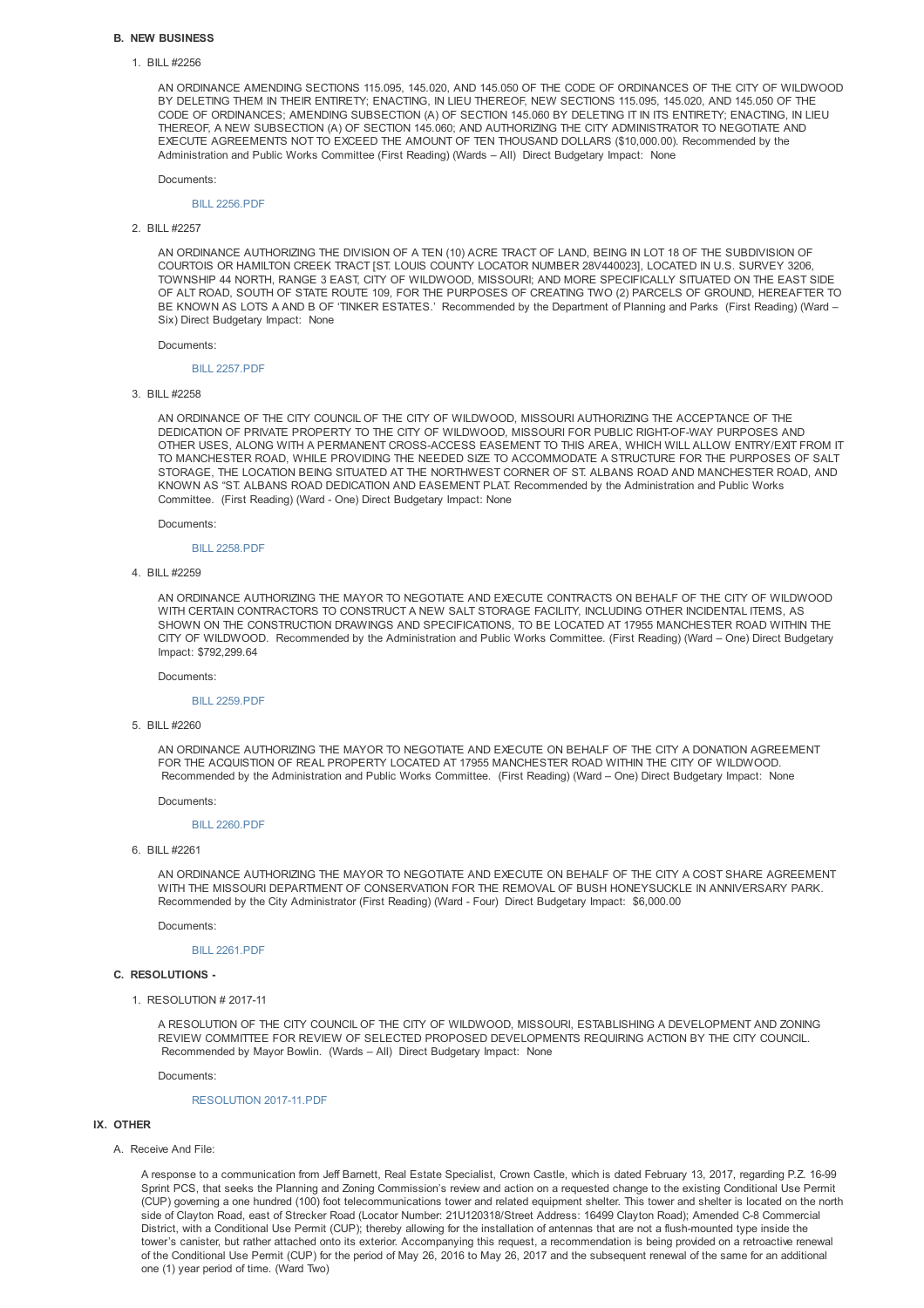### B. NEW BUSINESS

1. BILL #2256

   AN ORDINANCE AMENDING SECTIONS 115.095, 145.020, AND 145.050 OF THE CODE OF ORDINANCES OF THE CITY OF WILDWOOD BY DELETING THEM IN THEIR ENTIRETY; ENACTING, IN LIEU THEREOF, NEW SECTIONS 115.095, 145.020, AND 145.050 OF THE CODE OF ORDINANCES; AMENDING SUBSECTION (A) OF SECTION 145.060 BY DELETING IT IN ITS ENTIRETY; ENACTING, IN LIEU THEREOF, A NEW SUBSECTION (A) OF SECTION 145.060; AND AUTHORIZING THE CITY ADMINISTRATOR TO NEGOTIATE AND EXECUTE AGREEMENTS NOT TO EXCEED THE AMOUNT OF TEN THOUSAND DOLLARS ($10,000.00). Recommended by the Administration and Public Works Committee (First Reading) (Wards – All) Direct Budgetary Impact: None

   Documents:

   BILL 2256.PDF

2. BILL #2257

   AN ORDINANCE AUTHORIZING THE DIVISION OF A TEN (10) ACRE TRACT OF LAND, BEING IN LOT 18 OF THE SUBDIVISION OF COURTOIS OR HAMILTON CREEK TRACT [ST. LOUIS COUNTY LOCATOR NUMBER 28V440023], LOCATED IN U.S. SURVEY 3206, TOWNSHIP 44 NORTH, RANGE 3 EAST, CITY OF WILDWOOD, MISSOURI; AND MORE SPECIFICALLY SITUATED ON THE EAST SIDE OF ALT ROAD, SOUTH OF STATE ROUTE 109, FOR THE PURPOSES OF CREATING TWO (2) PARCELS OF GROUND, HEREAFTER TO BE KNOWN AS LOTS A AND B OF 'TINKER ESTATES.' Recommended by the Department of Planning and Parks (First Reading) (Ward – Six) Direct Budgetary Impact: None

   Documents:

   BILL 2257.PDF

3. BILL #2258

   AN ORDINANCE OF THE CITY COUNCIL OF THE CITY OF WILDWOOD, MISSOURI AUTHORIZING THE ACCEPTANCE OF THE DEDICATION OF PRIVATE PROPERTY TO THE CITY OF WILDWOOD, MISSOURI FOR PUBLIC RIGHT-OF-WAY PURPOSES AND OTHER USES, ALONG WITH A PERMANENT CROSS-ACCESS EASEMENT TO THIS AREA, WHICH WILL ALLOW ENTRY/EXIT FROM IT TO MANCHESTER ROAD, WHILE PROVIDING THE NEEDED SIZE TO ACCOMMODATE A STRUCTURE FOR THE PURPOSES OF SALT STORAGE, THE LOCATION BEING SITUATED AT THE NORTHWEST CORNER OF ST. ALBANS ROAD AND MANCHESTER ROAD, AND KNOWN AS "ST. ALBANS ROAD DEDICATION AND EASEMENT PLAT. Recommended by the Administration and Public Works Committee. (First Reading) (Ward - One) Direct Budgetary Impact: None

   Documents:

   BILL 2258.PDF

4. BILL #2259

   AN ORDINANCE AUTHORIZING THE MAYOR TO NEGOTIATE AND EXECUTE CONTRACTS ON BEHALF OF THE CITY OF WILDWOOD WITH CERTAIN CONTRACTORS TO CONSTRUCT A NEW SALT STORAGE FACILITY, INCLUDING OTHER INCIDENTAL ITEMS, AS SHOWN ON THE CONSTRUCTION DRAWINGS AND SPECIFICATIONS, TO BE LOCATED AT 17955 MANCHESTER ROAD WITHIN THE CITY OF WILDWOOD. Recommended by the Administration and Public Works Committee. (First Reading) (Ward – One) Direct Budgetary Impact: $792,299.64

   Documents:

   BILL 2259.PDF

5. BILL #2260

   AN ORDINANCE AUTHORIZING THE MAYOR TO NEGOTIATE AND EXECUTE ON BEHALF OF THE CITY A DONATION AGREEMENT FOR THE ACQUISTION OF REAL PROPERTY LOCATED AT 17955 MANCHESTER ROAD WITHIN THE CITY OF WILDWOOD. Recommended by the Administration and Public Works Committee. (First Reading) (Ward – One) Direct Budgetary Impact: None

   Documents:

   BILL 2260.PDF

6. BILL #2261

   AN ORDINANCE AUTHORIZING THE MAYOR TO NEGOTIATE AND EXECUTE ON BEHALF OF THE CITY A COST SHARE AGREEMENT WITH THE MISSOURI DEPARTMENT OF CONSERVATION FOR THE REMOVAL OF BUSH HONEYSUCKLE IN ANNIVERSARY PARK. Recommended by the City Administrator (First Reading) (Ward - Four) Direct Budgetary Impact: $6,000.00

   Documents:

   BILL 2261.PDF

### C. RESOLUTIONS -

1. RESOLUTION # 2017-11

   A RESOLUTION OF THE CITY COUNCIL OF THE CITY OF WILDWOOD, MISSOURI, ESTABLISHING A DEVELOPMENT AND ZONING REVIEW COMMITTEE FOR REVIEW OF SELECTED PROPOSED DEVELOPMENTS REQUIRING ACTION BY THE CITY COUNCIL. Recommended by Mayor Bowlin. (Wards – All) Direct Budgetary Impact: None

   Documents:

   RESOLUTION 2017-11.PDF

## IX. OTHER

A. Receive And File:

A response to a communication from Jeff Barnett, Real Estate Specialist, Crown Castle, which is dated February 13, 2017, regarding P.Z. 16-99 Sprint PCS, that seeks the Planning and Zoning Commission's review and action on a requested change to the existing Conditional Use Permit (CUP) governing a one hundred (100) foot telecommunications tower and related equipment shelter. This tower and shelter is located on the north side of Clayton Road, east of Strecker Road (Locator Number: 21U120318/Street Address: 16499 Clayton Road); Amended C-8 Commercial District, with a Conditional Use Permit (CUP); thereby allowing for the installation of antennas that are not a flush-mounted type inside the tower's canister, but rather attached onto its exterior. Accompanying this request, a recommendation is being provided on a retroactive renewal of the Conditional Use Permit (CUP) for the period of May 26, 2016 to May 26, 2017 and the subsequent renewal of the same for an additional one (1) year period of time. (Ward Two)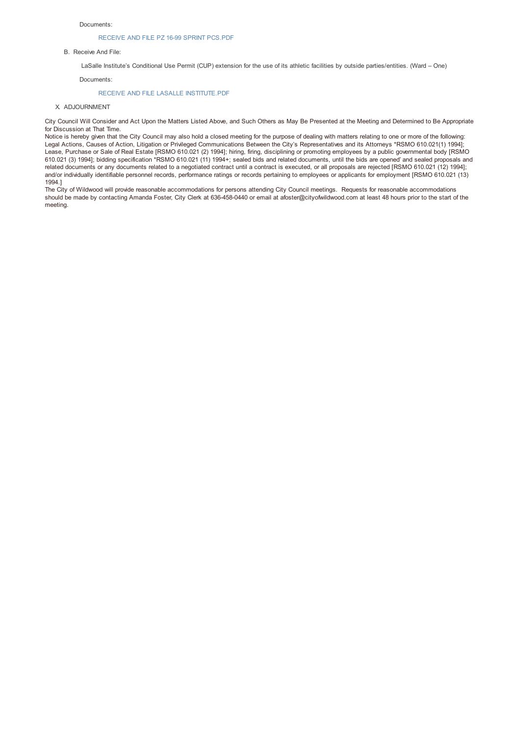Documents:

RECEIVE AND FILE PZ 16-99 SPRINT PCS.PDF

B. Receive And File:

LaSalle Institute's Conditional Use Permit (CUP) extension for the use of its athletic facilities by outside parties/entities. (Ward – One)

Documents:

RECEIVE AND FILE LASALLE INSTITUTE.PDF

X. ADJOURNMENT

City Council Will Consider and Act Upon the Matters Listed Above, and Such Others as May Be Presented at the Meeting and Determined to Be Appropriate for Discussion at That Time.
Notice is hereby given that the City Council may also hold a closed meeting for the purpose of dealing with matters relating to one or more of the following: Legal Actions, Causes of Action, Litigation or Privileged Communications Between the City's Representatives and its Attorneys *RSMO 610.021(1) 1994]; Lease, Purchase or Sale of Real Estate [RSMO 610.021 (2) 1994]; hiring, firing, disciplining or promoting employees by a public governmental body [RSMO 610.021 (3) 1994]; bidding specification *RSMO 610.021 (11) 1994+; sealed bids and related documents, until the bids are opened' and sealed proposals and related documents or any documents related to a negotiated contract until a contract is executed, or all proposals are rejected [RSMO 610.021 (12) 1994]; and/or individually identifiable personnel records, performance ratings or records pertaining to employees or applicants for employment [RSMO 610.021 (13) 1994.]
The City of Wildwood will provide reasonable accommodations for persons attending City Council meetings. Requests for reasonable accommodations should be made by contacting Amanda Foster, City Clerk at 636-458-0440 or email at afoster@cityofwildwood.com at least 48 hours prior to the start of the meeting.